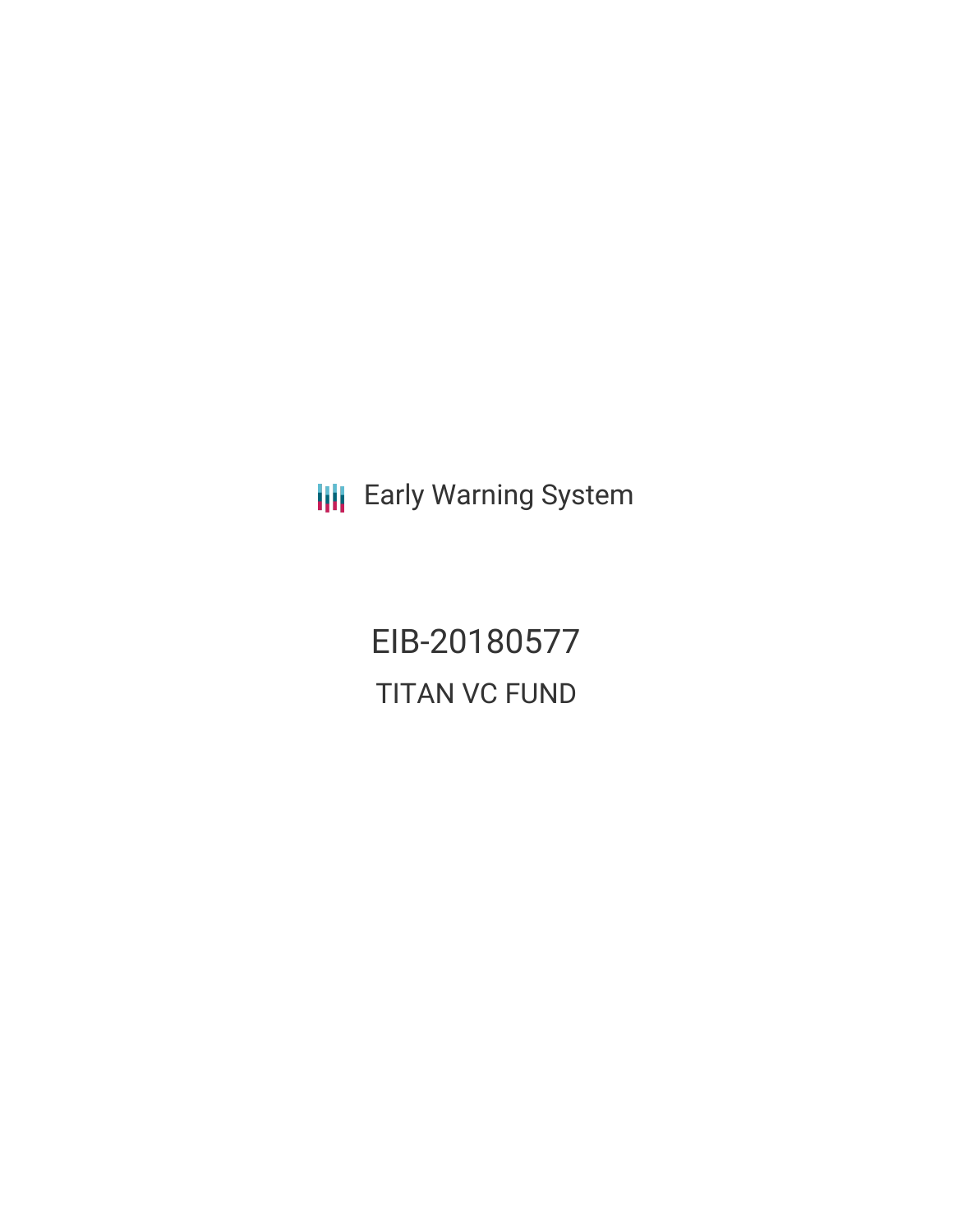Early Warning System

# EIB-20180577

## TITAN VC FUND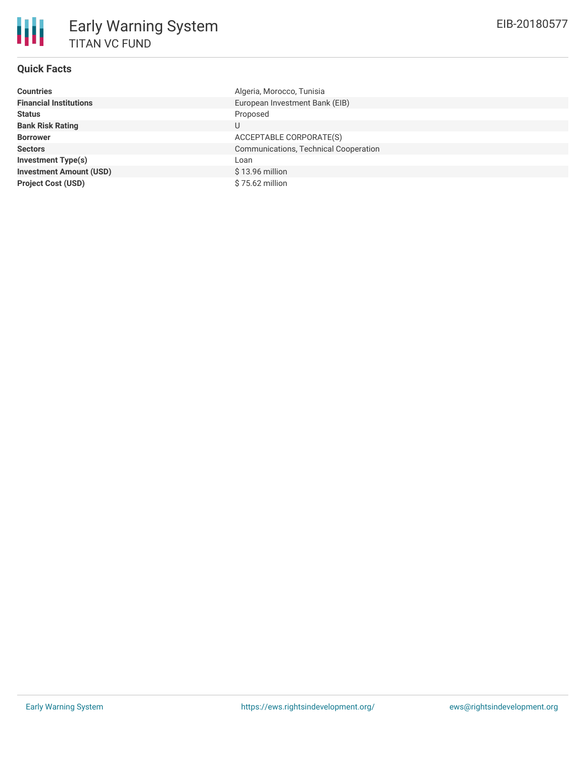# Early Warning System

TITAN VC FUND

EIB-20180577

## Quick Facts

| | |
|---|---|
| **Countries** | Algeria, Morocco, Tunisia |
| **Financial Institutions** | European Investment Bank (EIB) |
| **Status** | Proposed |
| **Bank Risk Rating** | U |
| **Borrower** | ACCEPTABLE CORPORATE(S) |
| **Sectors** | Communications, Technical Cooperation |
| **Investment Type(s)** | Loan |
| **Investment Amount (USD)** | $ 13.96 million |
| **Project Cost (USD)** | $ 75.62 million |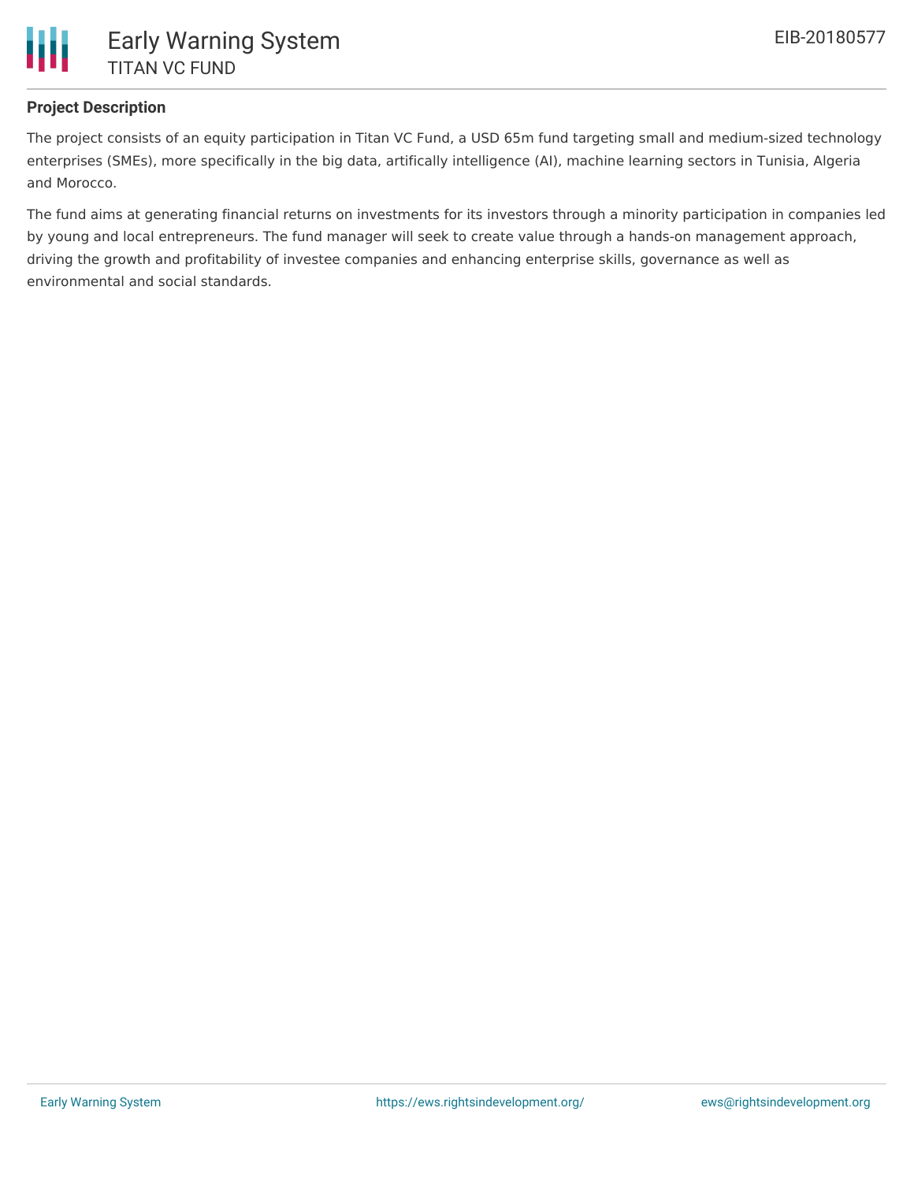## Project Description

The project consists of an equity participation in Titan VC Fund, a USD 65m fund targeting small and medium-sized technology enterprises (SMEs), more specifically in the big data, artifically intelligence (AI), machine learning sectors in Tunisia, Algeria and Morocco.

The fund aims at generating financial returns on investments for its investors through a minority participation in companies led by young and local entrepreneurs. The fund manager will seek to create value through a hands-on management approach, driving the growth and profitability of investee companies and enhancing enterprise skills, governance as well as environmental and social standards.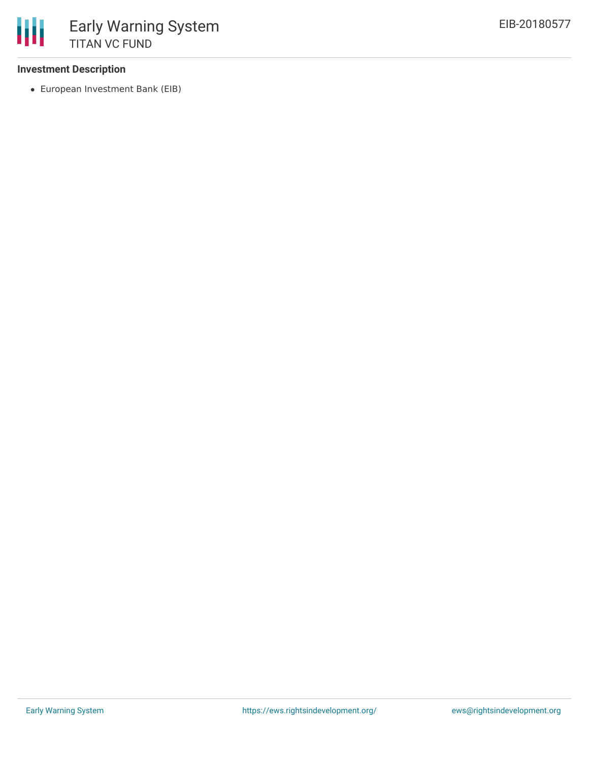**Investment Description**

- European Investment Bank (EIB)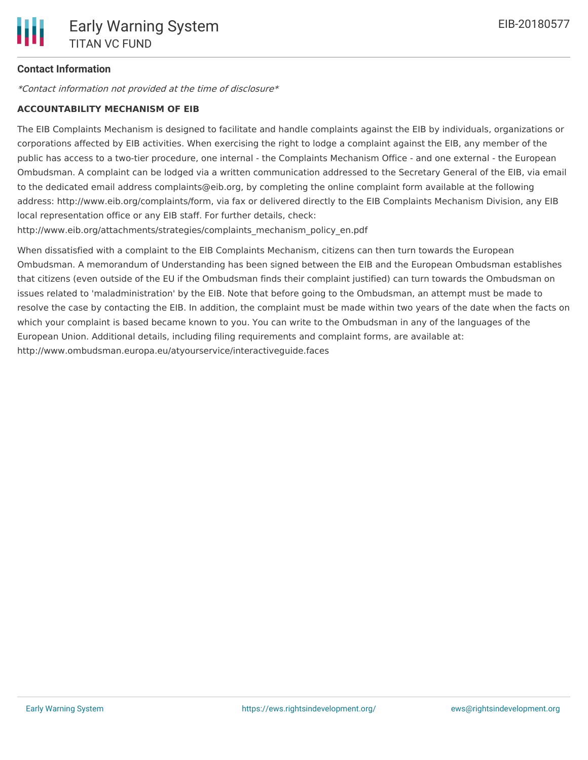#### Contact Information

*\*Contact information not provided at the time of disclosure\**

**ACCOUNTABILITY MECHANISM OF EIB**

The EIB Complaints Mechanism is designed to facilitate and handle complaints against the EIB by individuals, organizations or corporations affected by EIB activities. When exercising the right to lodge a complaint against the EIB, any member of the public has access to a two-tier procedure, one internal - the Complaints Mechanism Office - and one external - the European Ombudsman. A complaint can be lodged via a written communication addressed to the Secretary General of the EIB, via email to the dedicated email address complaints@eib.org, by completing the online complaint form available at the following address: http://www.eib.org/complaints/form, via fax or delivered directly to the EIB Complaints Mechanism Division, any EIB local representation office or any EIB staff. For further details, check: http://www.eib.org/attachments/strategies/complaints_mechanism_policy_en.pdf

When dissatisfied with a complaint to the EIB Complaints Mechanism, citizens can then turn towards the European Ombudsman. A memorandum of Understanding has been signed between the EIB and the European Ombudsman establishes that citizens (even outside of the EU if the Ombudsman finds their complaint justified) can turn towards the Ombudsman on issues related to 'maladministration' by the EIB. Note that before going to the Ombudsman, an attempt must be made to resolve the case by contacting the EIB. In addition, the complaint must be made within two years of the date when the facts on which your complaint is based became known to you. You can write to the Ombudsman in any of the languages of the European Union. Additional details, including filing requirements and complaint forms, are available at: http://www.ombudsman.europa.eu/atyourservice/interactiveguide.faces